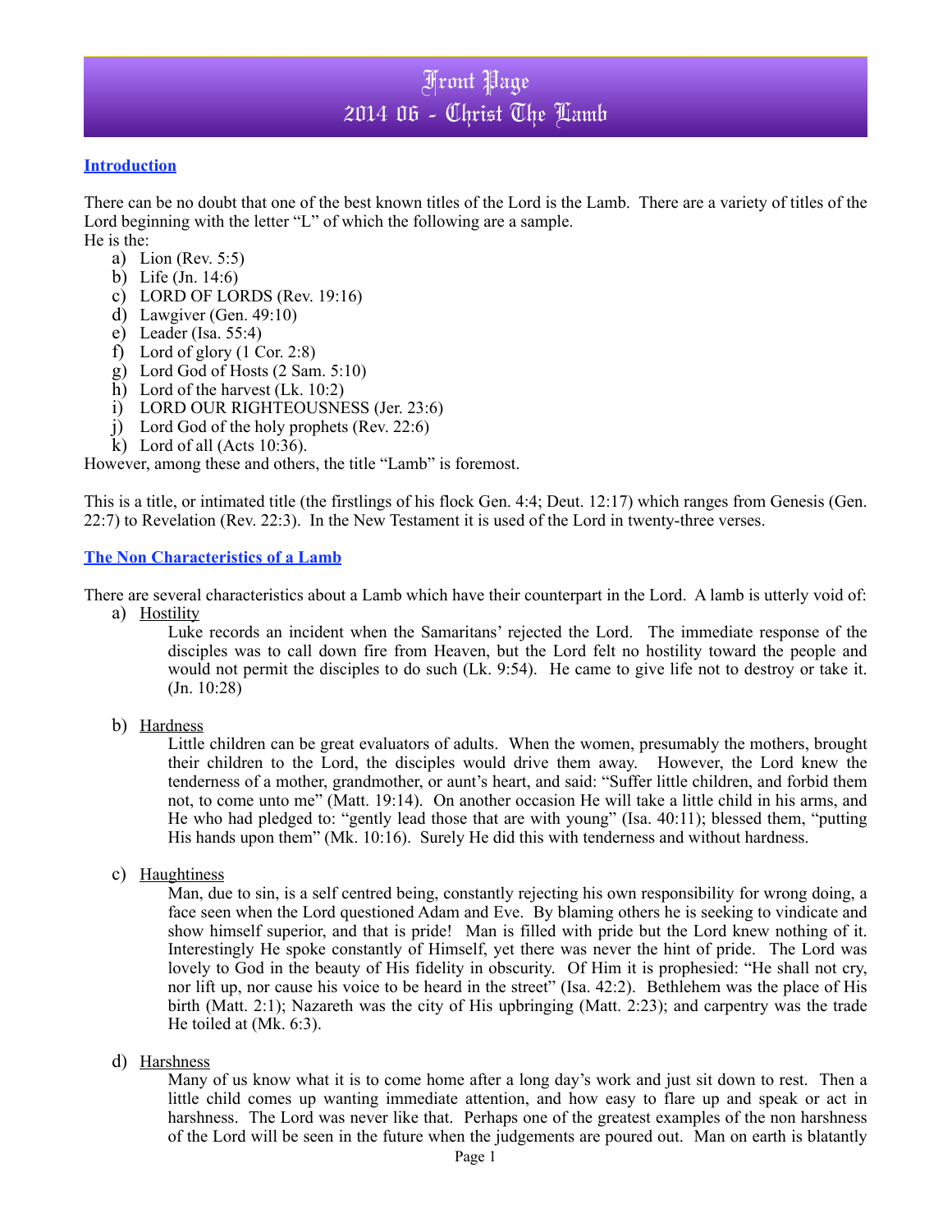# Front Page
# 2014 06 - Christ The Lamb

## Introduction

There can be no doubt that one of the best known titles of the Lord is the Lamb. There are a variety of titles of the Lord beginning with the letter "L" of which the following are a sample.
He is the:

a) Lion (Rev. 5:5)
b) Life (Jn. 14:6)
c) LORD OF LORDS (Rev. 19:16)
d) Lawgiver (Gen. 49:10)
e) Leader (Isa. 55:4)
f) Lord of glory (1 Cor. 2:8)
g) Lord God of Hosts (2 Sam. 5:10)
h) Lord of the harvest (Lk. 10:2)
i) LORD OUR RIGHTEOUSNESS (Jer. 23:6)
j) Lord God of the holy prophets (Rev. 22:6)
k) Lord of all (Acts 10:36).

However, among these and others, the title "Lamb" is foremost.

This is a title, or intimated title (the firstlings of his flock Gen. 4:4; Deut. 12:17) which ranges from Genesis (Gen. 22:7) to Revelation (Rev. 22:3). In the New Testament it is used of the Lord in twenty-three verses.

## The Non Characteristics of a Lamb

There are several characteristics about a Lamb which have their counterpart in the Lord. A lamb is utterly void of:

a) Hostility

Luke records an incident when the Samaritans' rejected the Lord. The immediate response of the disciples was to call down fire from Heaven, but the Lord felt no hostility toward the people and would not permit the disciples to do such (Lk. 9:54). He came to give life not to destroy or take it. (Jn. 10:28)

b) Hardness

Little children can be great evaluators of adults. When the women, presumably the mothers, brought their children to the Lord, the disciples would drive them away. However, the Lord knew the tenderness of a mother, grandmother, or aunt's heart, and said: "Suffer little children, and forbid them not, to come unto me" (Matt. 19:14). On another occasion He will take a little child in his arms, and He who had pledged to: "gently lead those that are with young" (Isa. 40:11); blessed them, "putting His hands upon them" (Mk. 10:16). Surely He did this with tenderness and without hardness.

c) Haughtiness

Man, due to sin, is a self centred being, constantly rejecting his own responsibility for wrong doing, a face seen when the Lord questioned Adam and Eve. By blaming others he is seeking to vindicate and show himself superior, and that is pride! Man is filled with pride but the Lord knew nothing of it. Interestingly He spoke constantly of Himself, yet there was never the hint of pride. The Lord was lovely to God in the beauty of His fidelity in obscurity. Of Him it is prophesied: "He shall not cry, nor lift up, nor cause his voice to be heard in the street" (Isa. 42:2). Bethlehem was the place of His birth (Matt. 2:1); Nazareth was the city of His upbringing (Matt. 2:23); and carpentry was the trade He toiled at (Mk. 6:3).

d) Harshness

Many of us know what it is to come home after a long day's work and just sit down to rest. Then a little child comes up wanting immediate attention, and how easy to flare up and speak or act in harshness. The Lord was never like that. Perhaps one of the greatest examples of the non harshness of the Lord will be seen in the future when the judgements are poured out. Man on earth is blatantly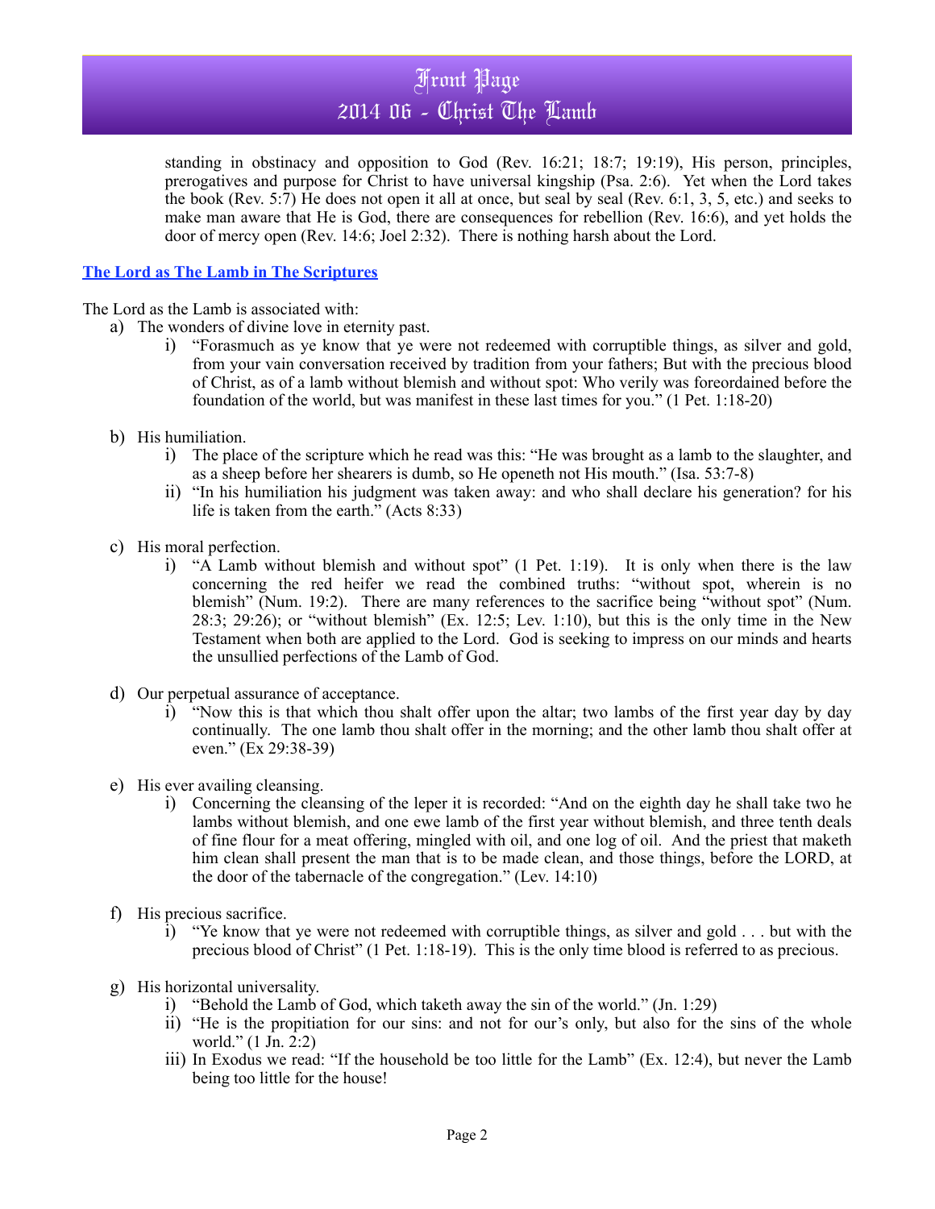standing in obstinacy and opposition to God (Rev. 16:21; 18:7; 19:19), His person, principles, prerogatives and purpose for Christ to have universal kingship (Psa. 2:6). Yet when the Lord takes the book (Rev. 5:7) He does not open it all at once, but seal by seal (Rev. 6:1, 3, 5, etc.) and seeks to make man aware that He is God, there are consequences for rebellion (Rev. 16:6), and yet holds the door of mercy open (Rev. 14:6; Joel 2:32). There is nothing harsh about the Lord.

## The Lord as The Lamb in The Scriptures

The Lord as the Lamb is associated with:

a) The wonders of divine love in eternity past.
   i) "Forasmuch as ye know that ye were not redeemed with corruptible things, as silver and gold, from your vain conversation received by tradition from your fathers; But with the precious blood of Christ, as of a lamb without blemish and without spot: Who verily was foreordained before the foundation of the world, but was manifest in these last times for you." (1 Pet. 1:18-20)

b) His humiliation.
   i) The place of the scripture which he read was this: "He was brought as a lamb to the slaughter, and as a sheep before her shearers is dumb, so He openeth not His mouth." (Isa. 53:7-8)
   ii) "In his humiliation his judgment was taken away: and who shall declare his generation? for his life is taken from the earth." (Acts 8:33)

c) His moral perfection.
   i) "A Lamb without blemish and without spot" (1 Pet. 1:19). It is only when there is the law concerning the red heifer we read the combined truths: "without spot, wherein is no blemish" (Num. 19:2). There are many references to the sacrifice being "without spot" (Num. 28:3; 29:26); or "without blemish" (Ex. 12:5; Lev. 1:10), but this is the only time in the New Testament when both are applied to the Lord. God is seeking to impress on our minds and hearts the unsullied perfections of the Lamb of God.

d) Our perpetual assurance of acceptance.
   i) "Now this is that which thou shalt offer upon the altar; two lambs of the first year day by day continually. The one lamb thou shalt offer in the morning; and the other lamb thou shalt offer at even." (Ex 29:38-39)

e) His ever availing cleansing.
   i) Concerning the cleansing of the leper it is recorded: "And on the eighth day he shall take two he lambs without blemish, and one ewe lamb of the first year without blemish, and three tenth deals of fine flour for a meat offering, mingled with oil, and one log of oil. And the priest that maketh him clean shall present the man that is to be made clean, and those things, before the LORD, at the door of the tabernacle of the congregation." (Lev. 14:10)

f) His precious sacrifice.
   i) "Ye know that ye were not redeemed with corruptible things, as silver and gold . . . but with the precious blood of Christ" (1 Pet. 1:18-19). This is the only time blood is referred to as precious.

g) His horizontal universality.
   i) "Behold the Lamb of God, which taketh away the sin of the world." (Jn. 1:29)
   ii) "He is the propitiation for our sins: and not for our's only, but also for the sins of the whole world." (1 Jn. 2:2)
   iii) In Exodus we read: "If the household be too little for the Lamb" (Ex. 12:4), but never the Lamb being too little for the house!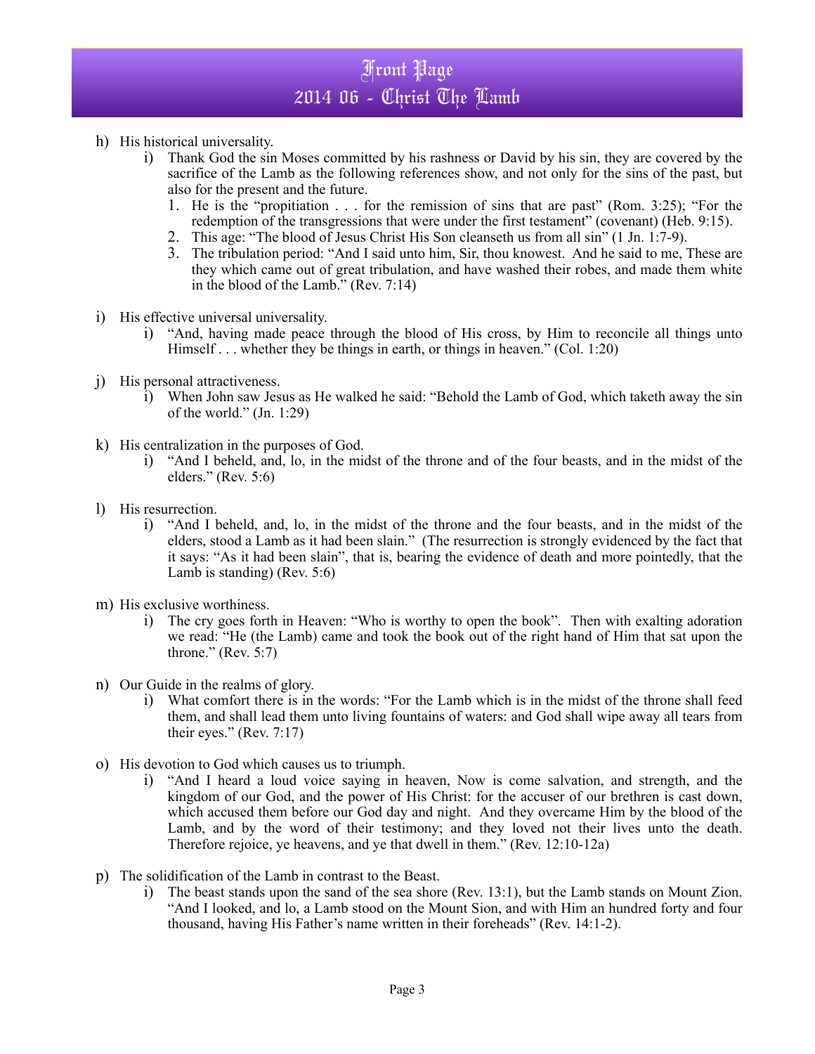h) His historical universality.

   i) Thank God the sin Moses committed by his rashness or David by his sin, they are covered by the sacrifice of the Lamb as the following references show, and not only for the sins of the past, but also for the present and the future.

      1. He is the "propitiation . . . for the remission of sins that are past" (Rom. 3:25); "For the redemption of the transgressions that were under the first testament" (covenant) (Heb. 9:15).
      2. This age: "The blood of Jesus Christ His Son cleanseth us from all sin" (1 Jn. 1:7-9).
      3. The tribulation period: "And I said unto him, Sir, thou knowest. And he said to me, These are they which came out of great tribulation, and have washed their robes, and made them white in the blood of the Lamb." (Rev. 7:14)

i) His effective universal universality.

   i) "And, having made peace through the blood of His cross, by Him to reconcile all things unto Himself . . . whether they be things in earth, or things in heaven." (Col. 1:20)

j) His personal attractiveness.

   i) When John saw Jesus as He walked he said: "Behold the Lamb of God, which taketh away the sin of the world." (Jn. 1:29)

k) His centralization in the purposes of God.

   i) "And I beheld, and, lo, in the midst of the throne and of the four beasts, and in the midst of the elders." (Rev. 5:6)

l) His resurrection.

   i) "And I beheld, and, lo, in the midst of the throne and the four beasts, and in the midst of the elders, stood a Lamb as it had been slain." (The resurrection is strongly evidenced by the fact that it says: "As it had been slain", that is, bearing the evidence of death and more pointedly, that the Lamb is standing) (Rev. 5:6)

m) His exclusive worthiness.

   i) The cry goes forth in Heaven: "Who is worthy to open the book". Then with exalting adoration we read: "He (the Lamb) came and took the book out of the right hand of Him that sat upon the throne." (Rev. 5:7)

n) Our Guide in the realms of glory.

   i) What comfort there is in the words: "For the Lamb which is in the midst of the throne shall feed them, and shall lead them unto living fountains of waters: and God shall wipe away all tears from their eyes." (Rev. 7:17)

o) His devotion to God which causes us to triumph.

   i) "And I heard a loud voice saying in heaven, Now is come salvation, and strength, and the kingdom of our God, and the power of His Christ: for the accuser of our brethren is cast down, which accused them before our God day and night. And they overcame Him by the blood of the Lamb, and by the word of their testimony; and they loved not their lives unto the death. Therefore rejoice, ye heavens, and ye that dwell in them." (Rev. 12:10-12a)

p) The solidification of the Lamb in contrast to the Beast.

   i) The beast stands upon the sand of the sea shore (Rev. 13:1), but the Lamb stands on Mount Zion. "And I looked, and lo, a Lamb stood on the Mount Sion, and with Him an hundred forty and four thousand, having His Father's name written in their foreheads" (Rev. 14:1-2).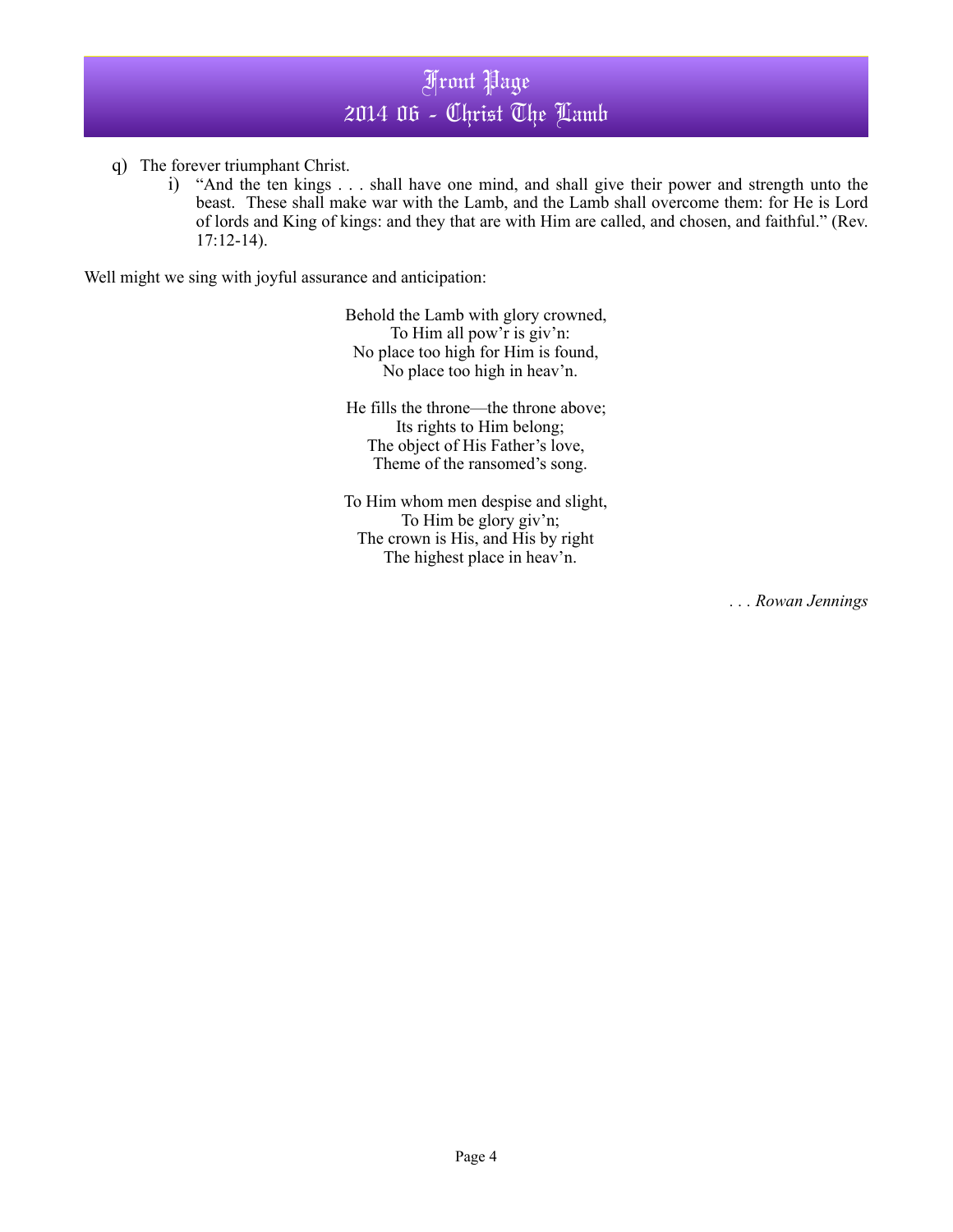q) The forever triumphant Christ.
   i) "And the ten kings . . . shall have one mind, and shall give their power and strength unto the beast. These shall make war with the Lamb, and the Lamb shall overcome them: for He is Lord of lords and King of kings: and they that are with Him are called, and chosen, and faithful." (Rev. 17:12-14).

Well might we sing with joyful assurance and anticipation:

Behold the Lamb with glory crowned,  
To Him all pow'r is giv'n:  
No place too high for Him is found,  
No place too high in heav'n.

He fills the throne—the throne above;  
Its rights to Him belong;  
The object of His Father's love,  
Theme of the ransomed's song.

To Him whom men despise and slight,  
To Him be glory giv'n;  
The crown is His, and His by right  
The highest place in heav'n.

. . . *Rowan Jennings*